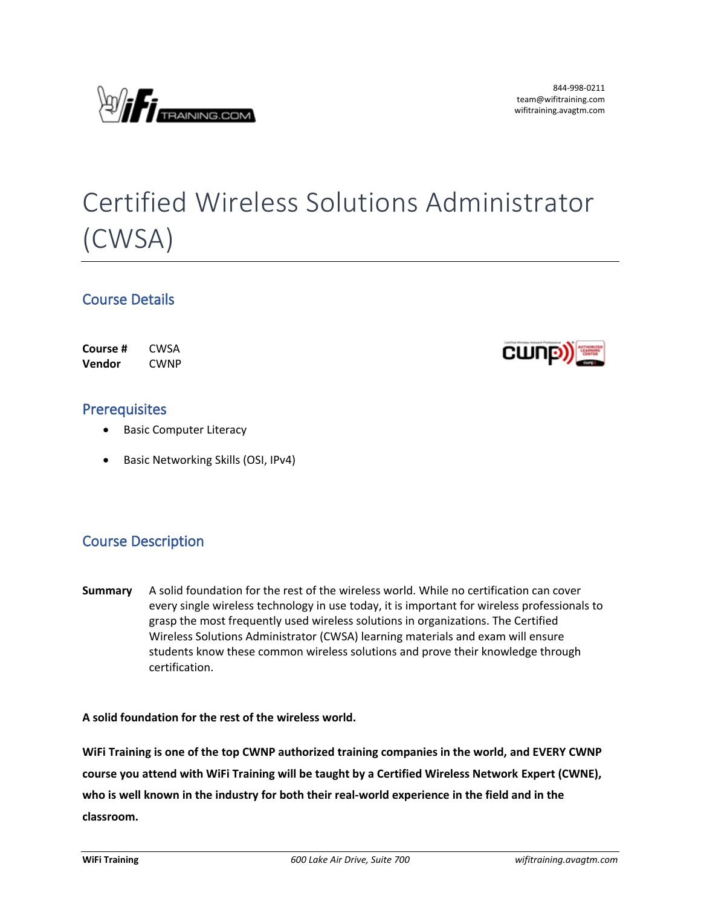844-998-0211
team@wifitraining.com
wifitraining.avagtm.com

# Certified Wireless Solutions Administrator (CWSA)

## Course Details

**Course #** CWSA
**Vendor** CWNP

## Prerequisites

- Basic Computer Literacy
- Basic Networking Skills (OSI, IPv4)

## Course Description

**Summary** A solid foundation for the rest of the wireless world. While no certification can cover every single wireless technology in use today, it is important for wireless professionals to grasp the most frequently used wireless solutions in organizations. The Certified Wireless Solutions Administrator (CWSA) learning materials and exam will ensure students know these common wireless solutions and prove their knowledge through certification.

**A solid foundation for the rest of the wireless world.**

**WiFi Training is one of the top CWNP authorized training companies in the world, and EVERY CWNP course you attend with WiFi Training will be taught by a Certified Wireless Network Expert (CWNE), who is well known in the industry for both their real-world experience in the field and in the classroom.**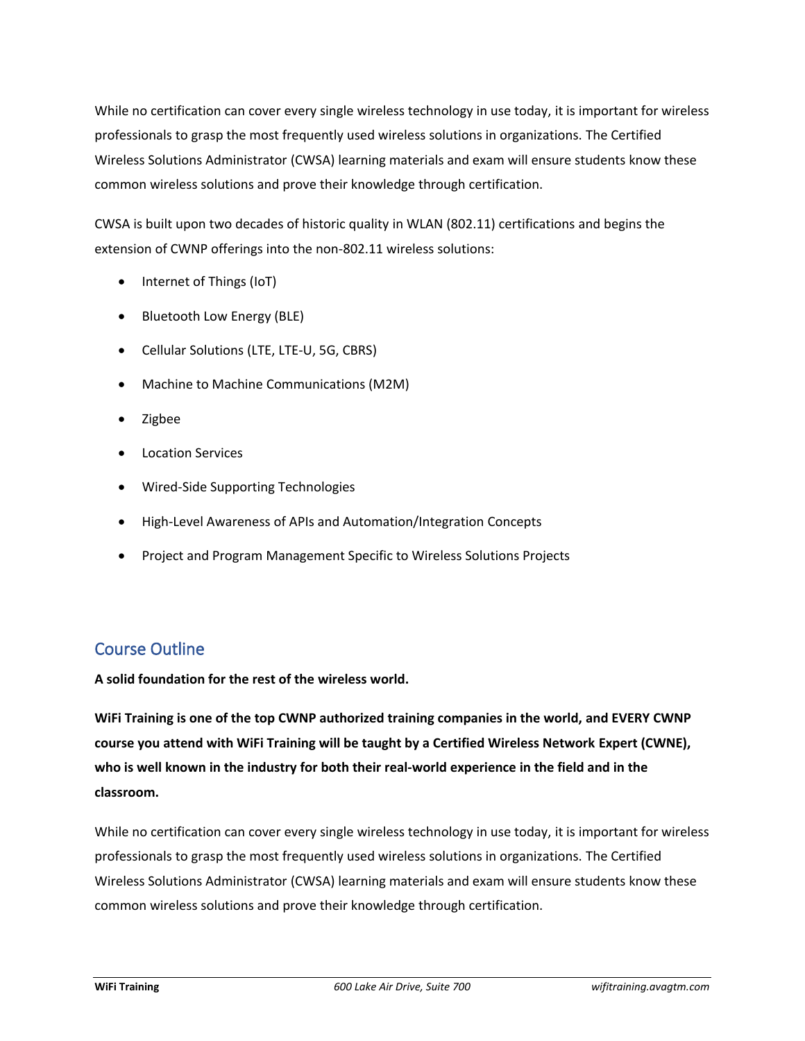While no certification can cover every single wireless technology in use today, it is important for wireless professionals to grasp the most frequently used wireless solutions in organizations. The Certified Wireless Solutions Administrator (CWSA) learning materials and exam will ensure students know these common wireless solutions and prove their knowledge through certification.

CWSA is built upon two decades of historic quality in WLAN (802.11) certifications and begins the extension of CWNP offerings into the non-802.11 wireless solutions:

- Internet of Things (IoT)
- Bluetooth Low Energy (BLE)
- Cellular Solutions (LTE, LTE-U, 5G, CBRS)
- Machine to Machine Communications (M2M)
- Zigbee
- Location Services
- Wired-Side Supporting Technologies
- High-Level Awareness of APIs and Automation/Integration Concepts
- Project and Program Management Specific to Wireless Solutions Projects

## Course Outline

**A solid foundation for the rest of the wireless world.**

**WiFi Training is one of the top CWNP authorized training companies in the world, and EVERY CWNP course you attend with WiFi Training will be taught by a Certified Wireless Network Expert (CWNE), who is well known in the industry for both their real-world experience in the field and in the classroom.**

While no certification can cover every single wireless technology in use today, it is important for wireless professionals to grasp the most frequently used wireless solutions in organizations. The Certified Wireless Solutions Administrator (CWSA) learning materials and exam will ensure students know these common wireless solutions and prove their knowledge through certification.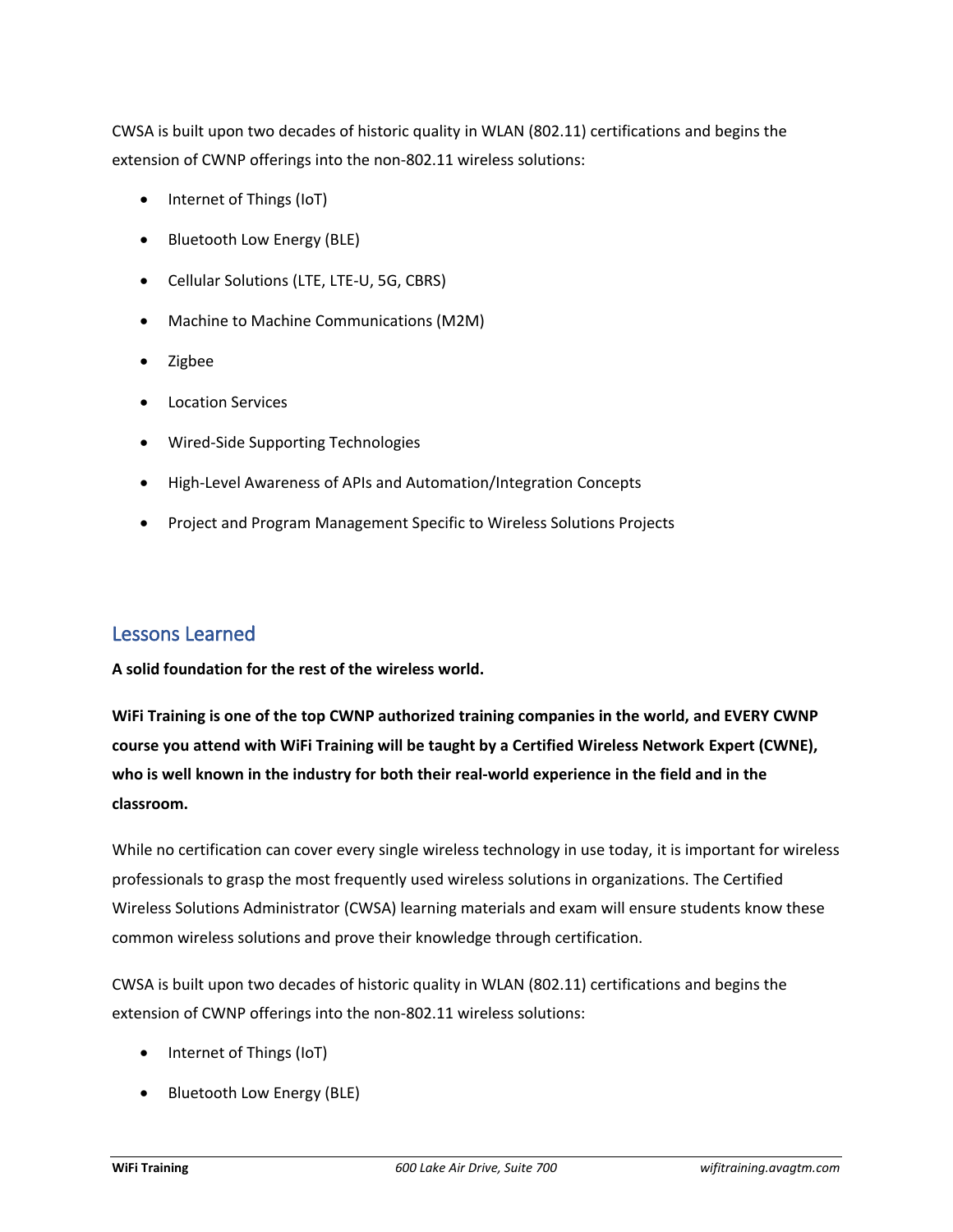CWSA is built upon two decades of historic quality in WLAN (802.11) certifications and begins the extension of CWNP offerings into the non-802.11 wireless solutions:

- Internet of Things (IoT)
- Bluetooth Low Energy (BLE)
- Cellular Solutions (LTE, LTE-U, 5G, CBRS)
- Machine to Machine Communications (M2M)
- Zigbee
- Location Services
- Wired-Side Supporting Technologies
- High-Level Awareness of APIs and Automation/Integration Concepts
- Project and Program Management Specific to Wireless Solutions Projects

## Lessons Learned

**A solid foundation for the rest of the wireless world.**

**WiFi Training is one of the top CWNP authorized training companies in the world, and EVERY CWNP course you attend with WiFi Training will be taught by a Certified Wireless Network Expert (CWNE), who is well known in the industry for both their real-world experience in the field and in the classroom.**

While no certification can cover every single wireless technology in use today, it is important for wireless professionals to grasp the most frequently used wireless solutions in organizations. The Certified Wireless Solutions Administrator (CWSA) learning materials and exam will ensure students know these common wireless solutions and prove their knowledge through certification.

CWSA is built upon two decades of historic quality in WLAN (802.11) certifications and begins the extension of CWNP offerings into the non-802.11 wireless solutions:

- Internet of Things (IoT)
- Bluetooth Low Energy (BLE)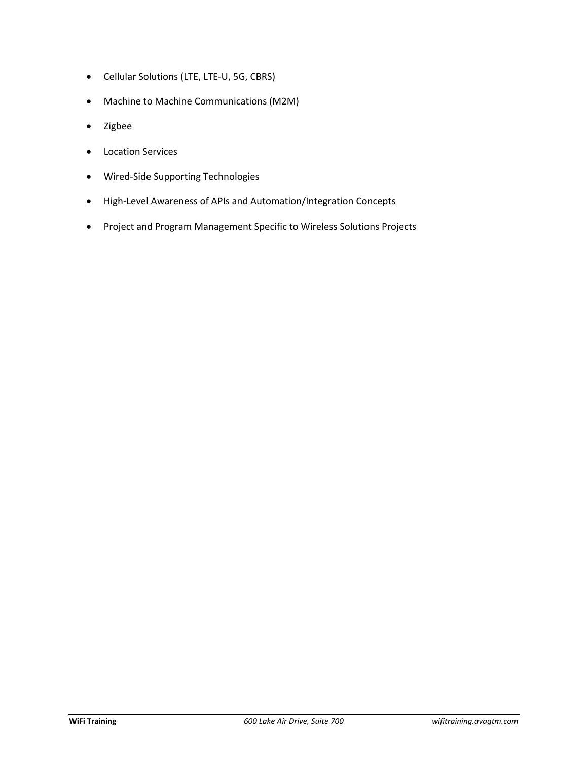- Cellular Solutions (LTE, LTE-U, 5G, CBRS)
- Machine to Machine Communications (M2M)
- Zigbee
- Location Services
- Wired-Side Supporting Technologies
- High-Level Awareness of APIs and Automation/Integration Concepts
- Project and Program Management Specific to Wireless Solutions Projects